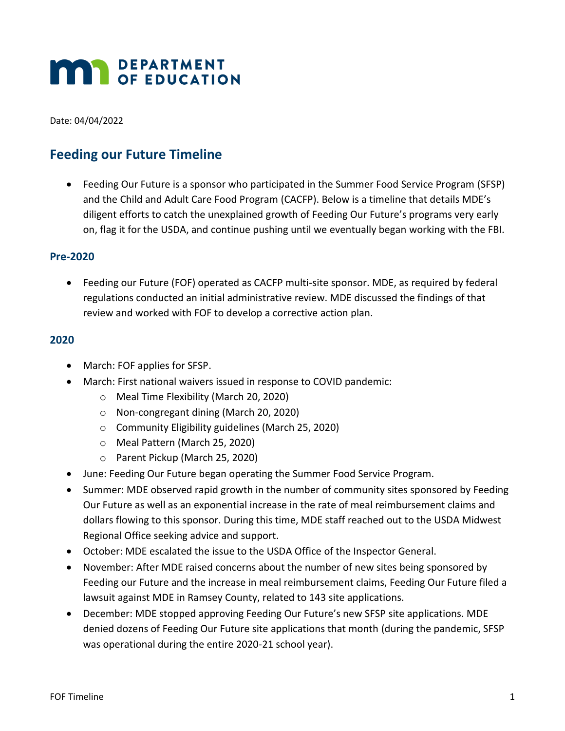# DEPARTMENT OF EDUCATION

Date: 04/04/2022

## Feeding our Future Timeline

- Feeding Our Future is a sponsor who participated in the Summer Food Service Program (SFSP) and the Child and Adult Care Food Program (CACFP). Below is a timeline that details MDE's diligent efforts to catch the unexplained growth of Feeding Our Future's programs very early on, flag it for the USDA, and continue pushing until we eventually began working with the FBI.

### Pre-2020

- Feeding our Future (FOF) operated as CACFP multi-site sponsor. MDE, as required by federal regulations conducted an initial administrative review. MDE discussed the findings of that review and worked with FOF to develop a corrective action plan.

### 2020

- March: FOF applies for SFSP.
- March: First national waivers issued in response to COVID pandemic:
  - Meal Time Flexibility (March 20, 2020)
  - Non-congregant dining (March 20, 2020)
  - Community Eligibility guidelines (March 25, 2020)
  - Meal Pattern (March 25, 2020)
  - Parent Pickup (March 25, 2020)
- June: Feeding Our Future began operating the Summer Food Service Program.
- Summer: MDE observed rapid growth in the number of community sites sponsored by Feeding Our Future as well as an exponential increase in the rate of meal reimbursement claims and dollars flowing to this sponsor. During this time, MDE staff reached out to the USDA Midwest Regional Office seeking advice and support.
- October: MDE escalated the issue to the USDA Office of the Inspector General.
- November: After MDE raised concerns about the number of new sites being sponsored by Feeding our Future and the increase in meal reimbursement claims, Feeding Our Future filed a lawsuit against MDE in Ramsey County, related to 143 site applications.
- December: MDE stopped approving Feeding Our Future's new SFSP site applications. MDE denied dozens of Feeding Our Future site applications that month (during the pandemic, SFSP was operational during the entire 2020-21 school year).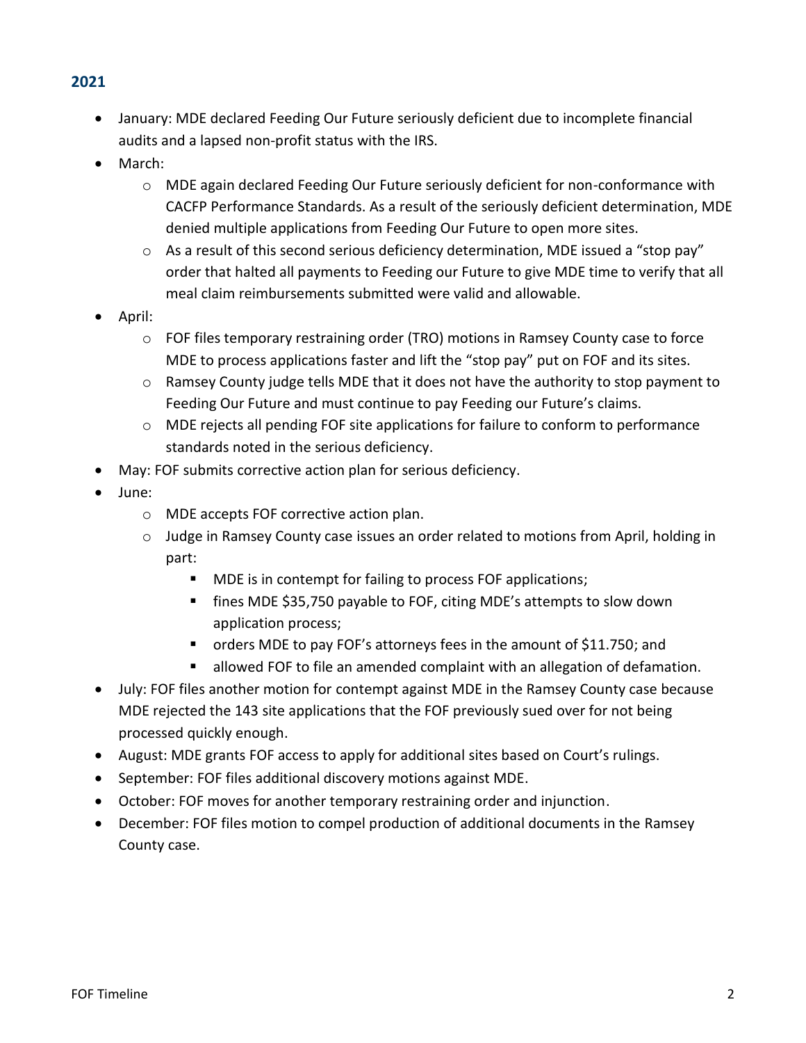## 2021

- January: MDE declared Feeding Our Future seriously deficient due to incomplete financial audits and a lapsed non-profit status with the IRS.
- March:
  - MDE again declared Feeding Our Future seriously deficient for non-conformance with CACFP Performance Standards. As a result of the seriously deficient determination, MDE denied multiple applications from Feeding Our Future to open more sites.
  - As a result of this second serious deficiency determination, MDE issued a "stop pay" order that halted all payments to Feeding our Future to give MDE time to verify that all meal claim reimbursements submitted were valid and allowable.
- April:
  - FOF files temporary restraining order (TRO) motions in Ramsey County case to force MDE to process applications faster and lift the "stop pay" put on FOF and its sites.
  - Ramsey County judge tells MDE that it does not have the authority to stop payment to Feeding Our Future and must continue to pay Feeding our Future's claims.
  - MDE rejects all pending FOF site applications for failure to conform to performance standards noted in the serious deficiency.
- May: FOF submits corrective action plan for serious deficiency.
- June:
  - MDE accepts FOF corrective action plan.
  - Judge in Ramsey County case issues an order related to motions from April, holding in part:
    - MDE is in contempt for failing to process FOF applications;
    - fines MDE $35,750 payable to FOF, citing MDE's attempts to slow down application process;
    - orders MDE to pay FOF's attorneys fees in the amount of $11.750; and
    - allowed FOF to file an amended complaint with an allegation of defamation.
- July: FOF files another motion for contempt against MDE in the Ramsey County case because MDE rejected the 143 site applications that the FOF previously sued over for not being processed quickly enough.
- August: MDE grants FOF access to apply for additional sites based on Court's rulings.
- September: FOF files additional discovery motions against MDE.
- October: FOF moves for another temporary restraining order and injunction.
- December: FOF files motion to compel production of additional documents in the Ramsey County case.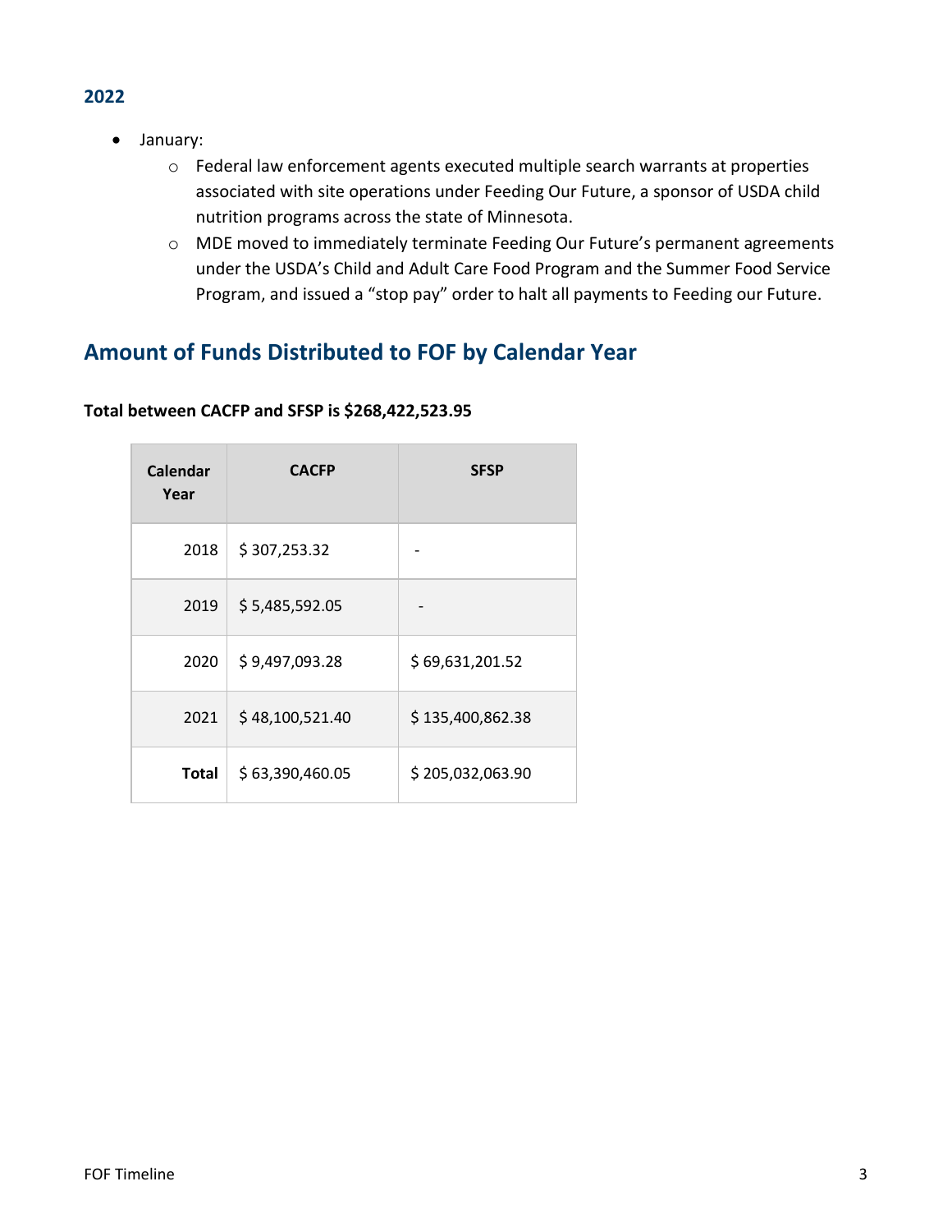### 2022

- January:
  - Federal law enforcement agents executed multiple search warrants at properties associated with site operations under Feeding Our Future, a sponsor of USDA child nutrition programs across the state of Minnesota.
  - MDE moved to immediately terminate Feeding Our Future's permanent agreements under the USDA's Child and Adult Care Food Program and the Summer Food Service Program, and issued a "stop pay" order to halt all payments to Feeding our Future.

## Amount of Funds Distributed to FOF by Calendar Year

**Total between CACFP and SFSP is $268,422,523.95**

| Calendar Year | CACFP | SFSP |
|---|---|---|
| 2018 | $ 307,253.32 | - |
| 2019 | $ 5,485,592.05 | - |
| 2020 | $ 9,497,093.28 | $ 69,631,201.52 |
| 2021 | $ 48,100,521.40 | $ 135,400,862.38 |
| **Total** | $ 63,390,460.05 | $ 205,032,063.90 |